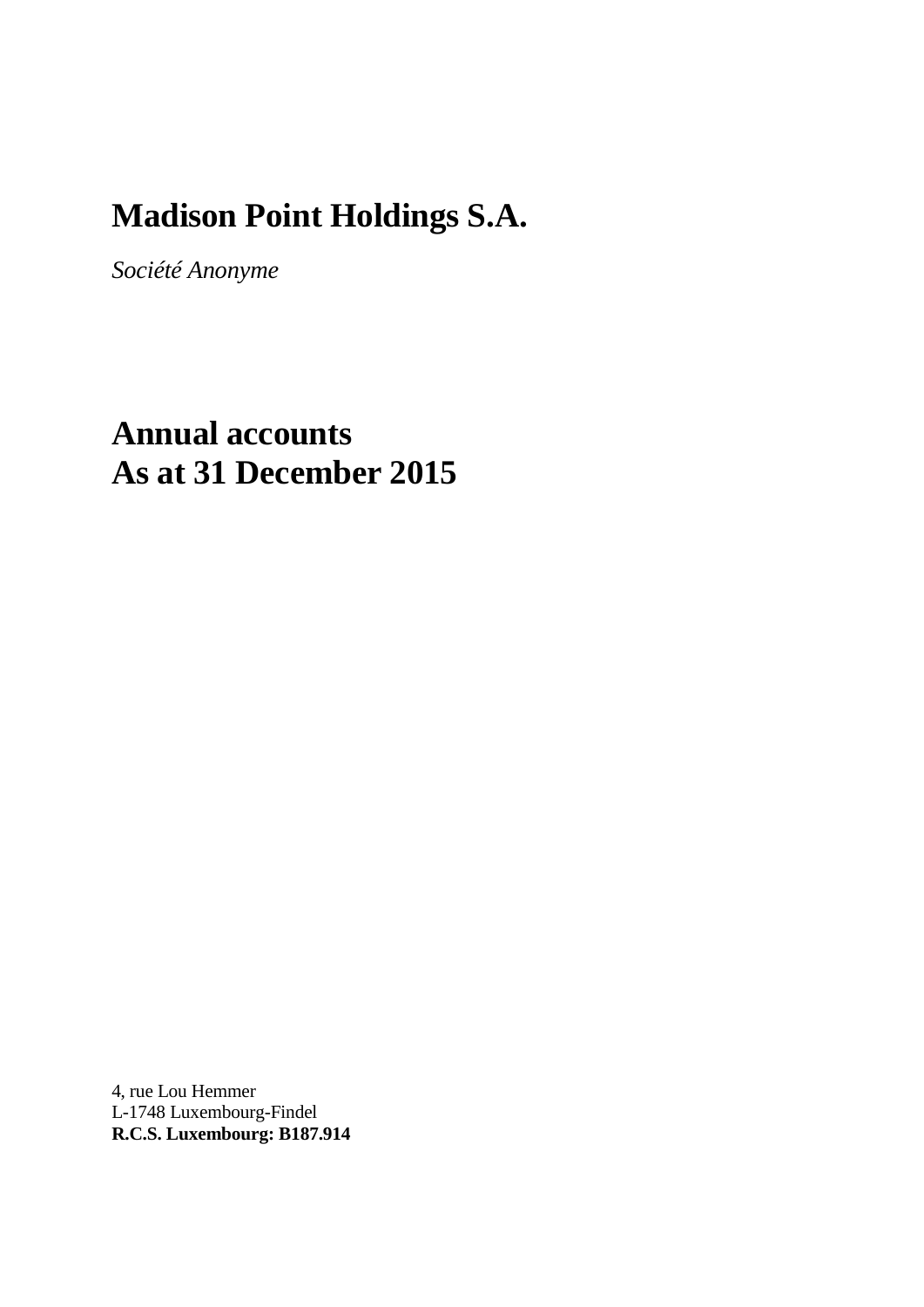# Madison Point Holdings S.A.

*Société Anonyme*

# Annual accounts
# As at 31 December 2015

4, rue Lou Hemmer
L-1748 Luxembourg-Findel
**R.C.S. Luxembourg: B187.914**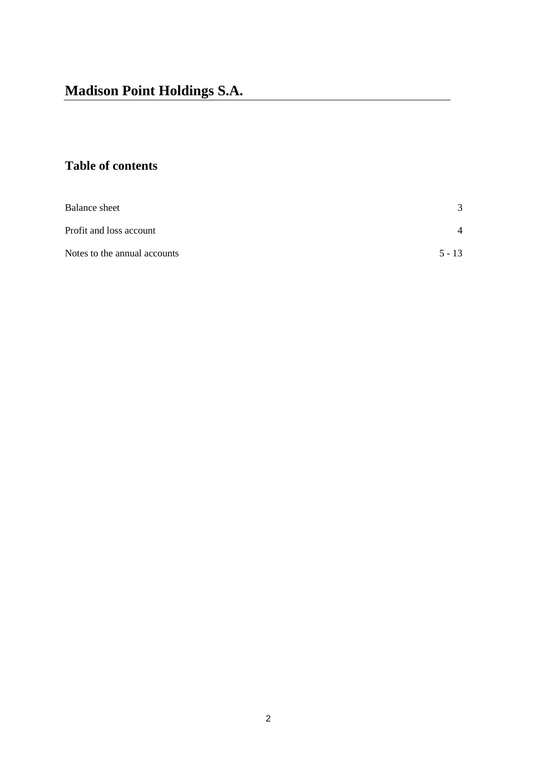# Madison Point Holdings S.A.

## Table of contents

| | |
|---|---|
| Balance sheet | 3 |
| Profit and loss account | 4 |
| Notes to the annual accounts | 5 - 13 |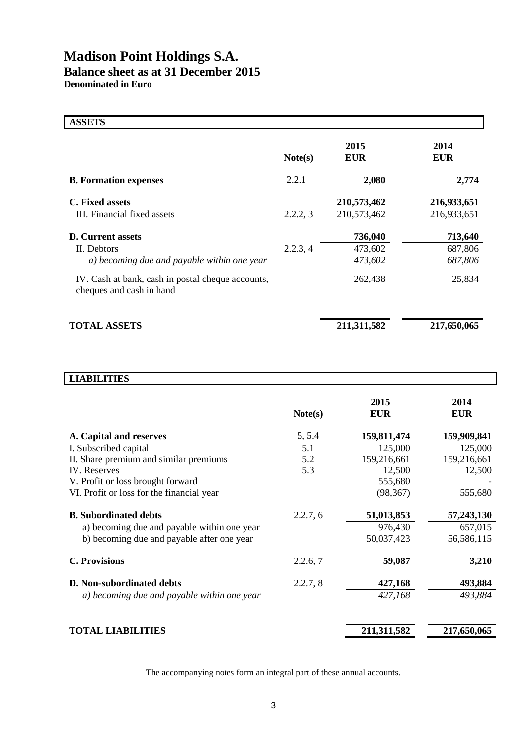# Madison Point Holdings S.A.

## Balance sheet as at 31 December 2015

**Denominated in Euro**

| **ASSETS** | | | |
|---|---|---|---|
| | **Note(s)** | **2015 EUR** | **2014 EUR** |
| **B. Formation expenses** | 2.2.1 | **2,080** | **2,774** |
| **C. Fixed assets** | | **210,573,462** | **216,933,651** |
| III. Financial fixed assets | 2.2.2, 3 | 210,573,462 | 216,933,651 |
| **D. Current assets** | | **736,040** | **713,640** |
| II. Debtors | 2.2.3, 4 | 473,602 | 687,806 |
| *a) becoming due and payable within one year* | | *473,602* | *687,806* |
| IV. Cash at bank, cash in postal cheque accounts, cheques and cash in hand | | 262,438 | 25,834 |
| **TOTAL ASSETS** | | **211,311,582** | **217,650,065** |

| **LIABILITIES** | | | |
|---|---|---|---|
| | **Note(s)** | **2015 EUR** | **2014 EUR** |
| **A. Capital and reserves** | 5, 5.4 | **159,811,474** | **159,909,841** |
| I. Subscribed capital | 5.1 | 125,000 | 125,000 |
| II. Share premium and similar premiums | 5.2 | 159,216,661 | 159,216,661 |
| IV. Reserves | 5.3 | 12,500 | 12,500 |
| V. Profit or loss brought forward | | 555,680 | - |
| VI. Profit or loss for the financial year | | (98,367) | 555,680 |
| **B. Subordinated debts** | 2.2.7, 6 | **51,013,853** | **57,243,130** |
| a) becoming due and payable within one year | | 976,430 | 657,015 |
| b) becoming due and payable after one year | | 50,037,423 | 56,586,115 |
| **C. Provisions** | 2.2.6, 7 | **59,087** | **3,210** |
| **D. Non-subordinated debts** | 2.2.7, 8 | **427,168** | **493,884** |
| *a) becoming due and payable within one year* | | *427,168* | *493,884* |
| **TOTAL LIABILITIES** | | **211,311,582** | **217,650,065** |

The accompanying notes form an integral part of these annual accounts.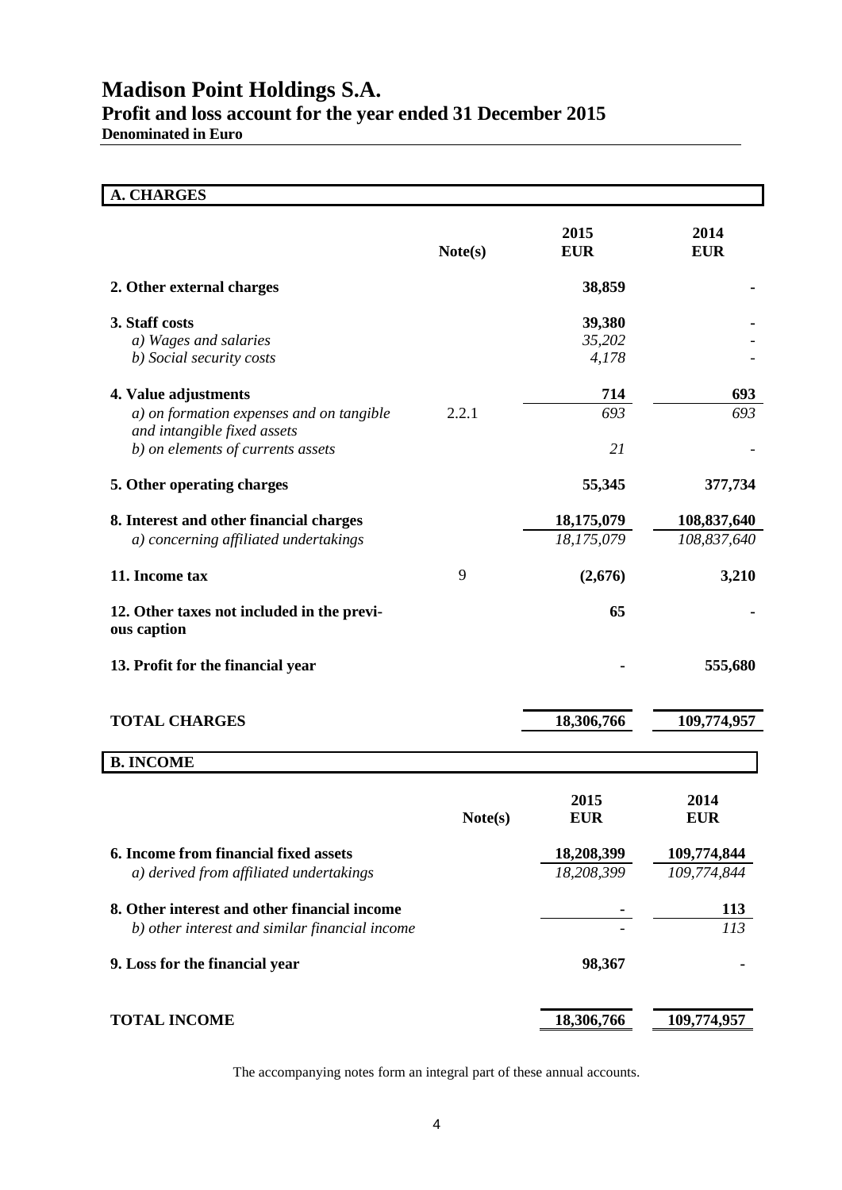# Madison Point Holdings S.A.

## Profit and loss account for the year ended 31 December 2015

**Denominated in Euro**

| **A. CHARGES** | | | |
|---|---|---|---|
| | **Note(s)** | **2015 EUR** | **2014 EUR** |
| **2. Other external charges** | | **38,859** | **-** |
| **3. Staff costs** | | **39,380** | **-** |
| *a) Wages and salaries* | | *35,202* | *-* |
| *b) Social security costs* | | *4,178* | *-* |
| **4. Value adjustments** | | **714** | **693** |
| *a) on formation expenses and on tangible and intangible fixed assets* | 2.2.1 | *693* | *693* |
| *b) on elements of currents assets* | | *21* | *-* |
| **5. Other operating charges** | | **55,345** | **377,734** |
| **8. Interest and other financial charges** | | **18,175,079** | **108,837,640** |
| *a) concerning affiliated undertakings* | | *18,175,079* | *108,837,640* |
| **11. Income tax** | 9 | **(2,676)** | **3,210** |
| **12. Other taxes not included in the previous caption** | | **65** | **-** |
| **13. Profit for the financial year** | | **-** | **555,680** |
| **TOTAL CHARGES** | | **18,306,766** | **109,774,957** |

| **B. INCOME** | | | |
|---|---|---|---|
| | **Note(s)** | **2015 EUR** | **2014 EUR** |
| **6. Income from financial fixed assets** | | **18,208,399** | **109,774,844** |
| *a) derived from affiliated undertakings* | | *18,208,399* | *109,774,844* |
| **8. Other interest and other financial income** | | **-** | **113** |
| *b) other interest and similar financial income* | | *-* | *113* |
| **9. Loss for the financial year** | | **98,367** | **-** |
| **TOTAL INCOME** | | **18,306,766** | **109,774,957** |

The accompanying notes form an integral part of these annual accounts.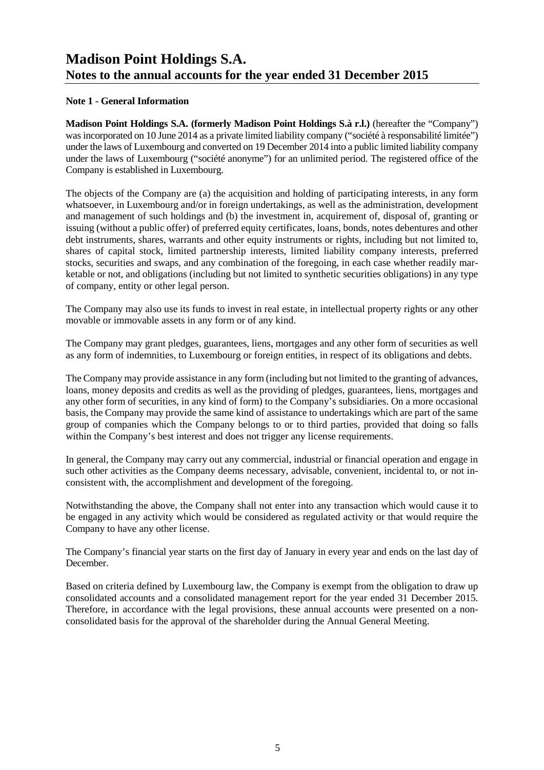# Madison Point Holdings S.A.
## Notes to the annual accounts for the year ended 31 December 2015

**Note 1 - General Information**

**Madison Point Holdings S.A. (formerly Madison Point Holdings S.à r.l.)** (hereafter the "Company") was incorporated on 10 June 2014 as a private limited liability company ("société à responsabilité limitée") under the laws of Luxembourg and converted on 19 December 2014 into a public limited liability company under the laws of Luxembourg ("société anonyme") for an unlimited period. The registered office of the Company is established in Luxembourg.

The objects of the Company are (a) the acquisition and holding of participating interests, in any form whatsoever, in Luxembourg and/or in foreign undertakings, as well as the administration, development and management of such holdings and (b) the investment in, acquirement of, disposal of, granting or issuing (without a public offer) of preferred equity certificates, loans, bonds, notes debentures and other debt instruments, shares, warrants and other equity instruments or rights, including but not limited to, shares of capital stock, limited partnership interests, limited liability company interests, preferred stocks, securities and swaps, and any combination of the foregoing, in each case whether readily marketable or not, and obligations (including but not limited to synthetic securities obligations) in any type of company, entity or other legal person.

The Company may also use its funds to invest in real estate, in intellectual property rights or any other movable or immovable assets in any form or of any kind.

The Company may grant pledges, guarantees, liens, mortgages and any other form of securities as well as any form of indemnities, to Luxembourg or foreign entities, in respect of its obligations and debts.

The Company may provide assistance in any form (including but not limited to the granting of advances, loans, money deposits and credits as well as the providing of pledges, guarantees, liens, mortgages and any other form of securities, in any kind of form) to the Company's subsidiaries. On a more occasional basis, the Company may provide the same kind of assistance to undertakings which are part of the same group of companies which the Company belongs to or to third parties, provided that doing so falls within the Company's best interest and does not trigger any license requirements.

In general, the Company may carry out any commercial, industrial or financial operation and engage in such other activities as the Company deems necessary, advisable, convenient, incidental to, or not inconsistent with, the accomplishment and development of the foregoing.

Notwithstanding the above, the Company shall not enter into any transaction which would cause it to be engaged in any activity which would be considered as regulated activity or that would require the Company to have any other license.

The Company's financial year starts on the first day of January in every year and ends on the last day of December.

Based on criteria defined by Luxembourg law, the Company is exempt from the obligation to draw up consolidated accounts and a consolidated management report for the year ended 31 December 2015. Therefore, in accordance with the legal provisions, these annual accounts were presented on a non-consolidated basis for the approval of the shareholder during the Annual General Meeting.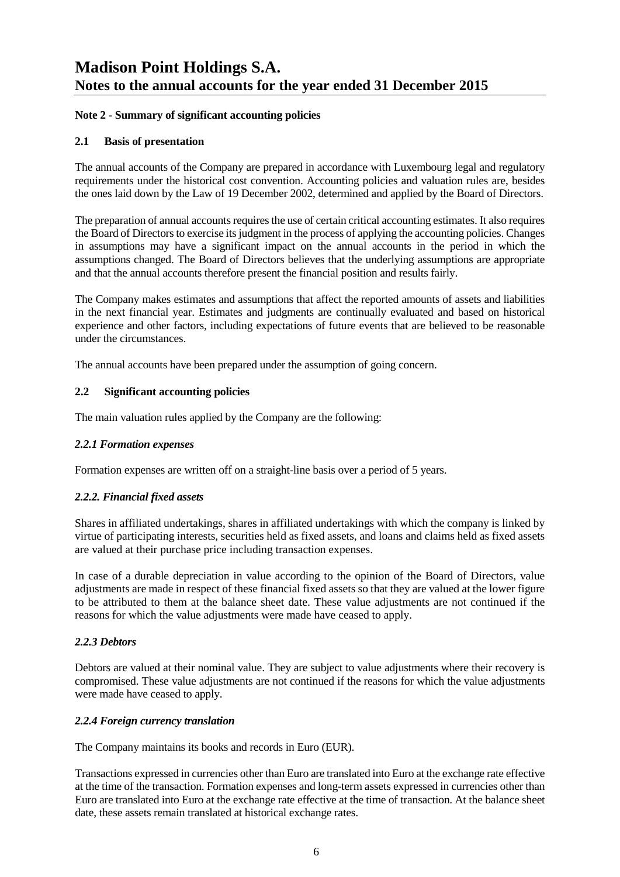# Madison Point Holdings S.A.
## Notes to the annual accounts for the year ended 31 December 2015

**Note 2 - Summary of significant accounting policies**

**2.1 Basis of presentation**

The annual accounts of the Company are prepared in accordance with Luxembourg legal and regulatory requirements under the historical cost convention. Accounting policies and valuation rules are, besides the ones laid down by the Law of 19 December 2002, determined and applied by the Board of Directors.

The preparation of annual accounts requires the use of certain critical accounting estimates. It also requires the Board of Directors to exercise its judgment in the process of applying the accounting policies. Changes in assumptions may have a significant impact on the annual accounts in the period in which the assumptions changed. The Board of Directors believes that the underlying assumptions are appropriate and that the annual accounts therefore present the financial position and results fairly.

The Company makes estimates and assumptions that affect the reported amounts of assets and liabilities in the next financial year. Estimates and judgments are continually evaluated and based on historical experience and other factors, including expectations of future events that are believed to be reasonable under the circumstances.

The annual accounts have been prepared under the assumption of going concern.

**2.2 Significant accounting policies**

The main valuation rules applied by the Company are the following:

***2.2.1 Formation expenses***

Formation expenses are written off on a straight-line basis over a period of 5 years.

***2.2.2. Financial fixed assets***

Shares in affiliated undertakings, shares in affiliated undertakings with which the company is linked by virtue of participating interests, securities held as fixed assets, and loans and claims held as fixed assets are valued at their purchase price including transaction expenses.

In case of a durable depreciation in value according to the opinion of the Board of Directors, value adjustments are made in respect of these financial fixed assets so that they are valued at the lower figure to be attributed to them at the balance sheet date. These value adjustments are not continued if the reasons for which the value adjustments were made have ceased to apply.

***2.2.3 Debtors***

Debtors are valued at their nominal value. They are subject to value adjustments where their recovery is compromised. These value adjustments are not continued if the reasons for which the value adjustments were made have ceased to apply.

***2.2.4 Foreign currency translation***

The Company maintains its books and records in Euro (EUR).

Transactions expressed in currencies other than Euro are translated into Euro at the exchange rate effective at the time of the transaction. Formation expenses and long-term assets expressed in currencies other than Euro are translated into Euro at the exchange rate effective at the time of transaction. At the balance sheet date, these assets remain translated at historical exchange rates.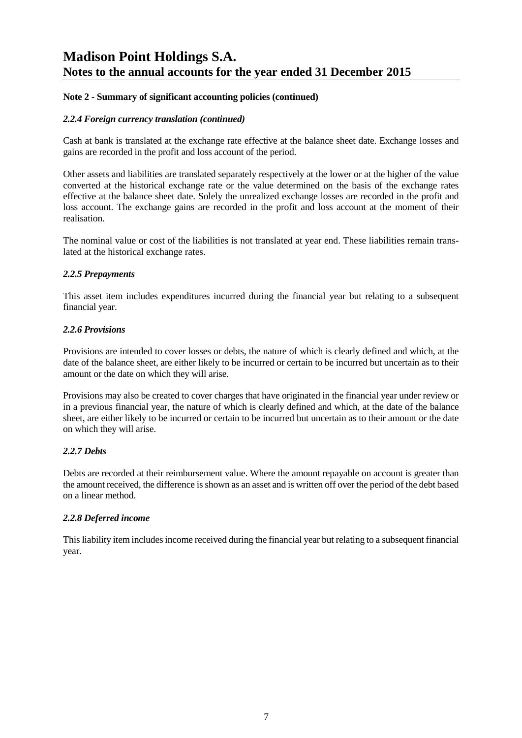# Madison Point Holdings S.A.
## Notes to the annual accounts for the year ended 31 December 2015

**Note 2 - Summary of significant accounting policies (continued)**

***2.2.4 Foreign currency translation (continued)***

Cash at bank is translated at the exchange rate effective at the balance sheet date. Exchange losses and gains are recorded in the profit and loss account of the period.

Other assets and liabilities are translated separately respectively at the lower or at the higher of the value converted at the historical exchange rate or the value determined on the basis of the exchange rates effective at the balance sheet date. Solely the unrealized exchange losses are recorded in the profit and loss account. The exchange gains are recorded in the profit and loss account at the moment of their realisation.

The nominal value or cost of the liabilities is not translated at year end. These liabilities remain translated at the historical exchange rates.

***2.2.5 Prepayments***

This asset item includes expenditures incurred during the financial year but relating to a subsequent financial year.

***2.2.6 Provisions***

Provisions are intended to cover losses or debts, the nature of which is clearly defined and which, at the date of the balance sheet, are either likely to be incurred or certain to be incurred but uncertain as to their amount or the date on which they will arise.

Provisions may also be created to cover charges that have originated in the financial year under review or in a previous financial year, the nature of which is clearly defined and which, at the date of the balance sheet, are either likely to be incurred or certain to be incurred but uncertain as to their amount or the date on which they will arise.

***2.2.7 Debts***

Debts are recorded at their reimbursement value. Where the amount repayable on account is greater than the amount received, the difference is shown as an asset and is written off over the period of the debt based on a linear method.

***2.2.8 Deferred income***

This liability item includes income received during the financial year but relating to a subsequent financial year.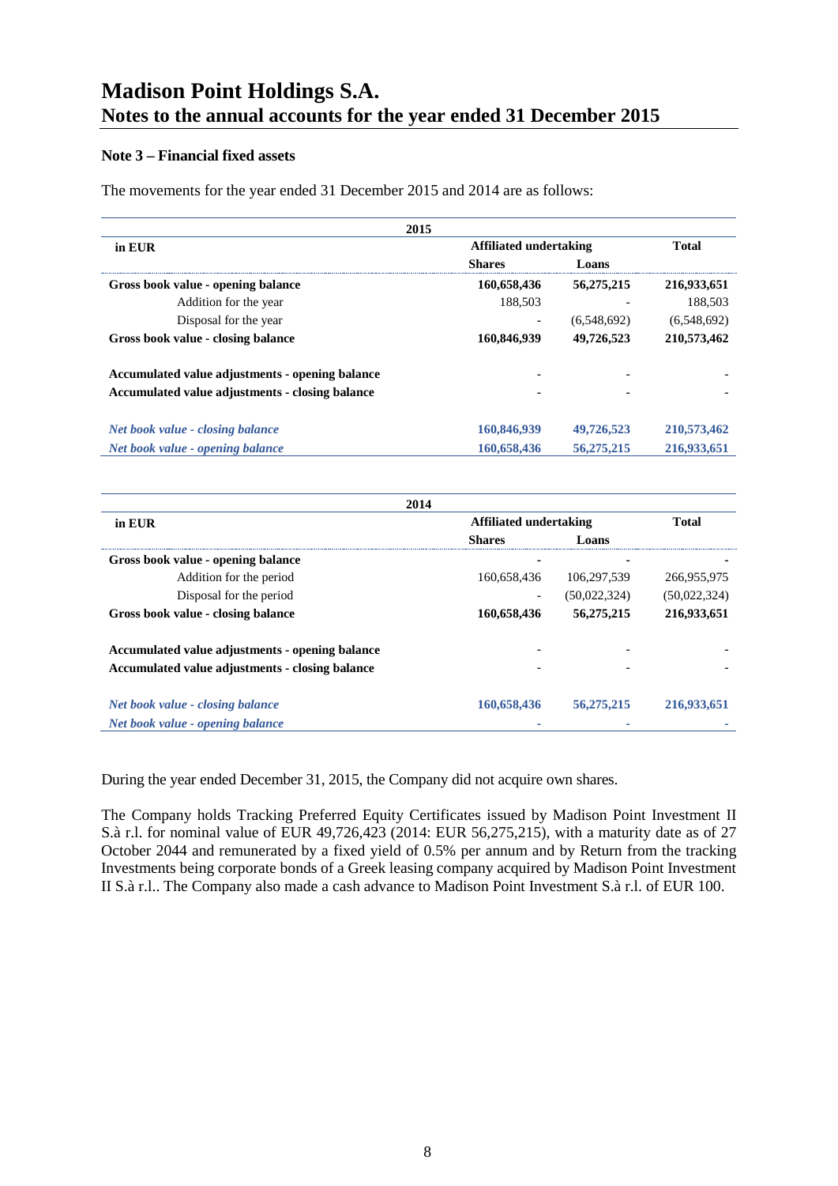# Madison Point Holdings S.A.
## Notes to the annual accounts for the year ended 31 December 2015

### Note 3 – Financial fixed assets

The movements for the year ended 31 December 2015 and 2014 are as follows:

| 2015 | | | |
|---|---|---|---|
| **in EUR** | **Affiliated undertaking** | | **Total** |
| | **Shares** | **Loans** | |
| **Gross book value - opening balance** | **160,658,436** | **56,275,215** | **216,933,651** |
| Addition for the year | 188,503 | - | 188,503 |
| Disposal for the year | - | (6,548,692) | (6,548,692) |
| **Gross book value - closing balance** | **160,846,939** | **49,726,523** | **210,573,462** |
| | | | |
| **Accumulated value adjustments - opening balance** | - | - | - |
| **Accumulated value adjustments - closing balance** | - | - | - |
| | | | |
| ***Net book value - closing balance*** | **160,846,939** | **49,726,523** | **210,573,462** |
| ***Net book value - opening balance*** | **160,658,436** | **56,275,215** | **216,933,651** |

| 2014 | | | |
|---|---|---|---|
| **in EUR** | **Affiliated undertaking** | | **Total** |
| | **Shares** | **Loans** | |
| **Gross book value - opening balance** | - | - | - |
| Addition for the period | 160,658,436 | 106,297,539 | 266,955,975 |
| Disposal for the period | - | (50,022,324) | (50,022,324) |
| **Gross book value - closing balance** | **160,658,436** | **56,275,215** | **216,933,651** |
| | | | |
| **Accumulated value adjustments - opening balance** | - | - | - |
| **Accumulated value adjustments - closing balance** | - | - | - |
| | | | |
| ***Net book value - closing balance*** | **160,658,436** | **56,275,215** | **216,933,651** |
| ***Net book value - opening balance*** | - | - | - |

During the year ended December 31, 2015, the Company did not acquire own shares.

The Company holds Tracking Preferred Equity Certificates issued by Madison Point Investment II S.à r.l. for nominal value of EUR 49,726,423 (2014: EUR 56,275,215), with a maturity date as of 27 October 2044 and remunerated by a fixed yield of 0.5% per annum and by Return from the tracking Investments being corporate bonds of a Greek leasing company acquired by Madison Point Investment II S.à r.l.. The Company also made a cash advance to Madison Point Investment S.à r.l. of EUR 100.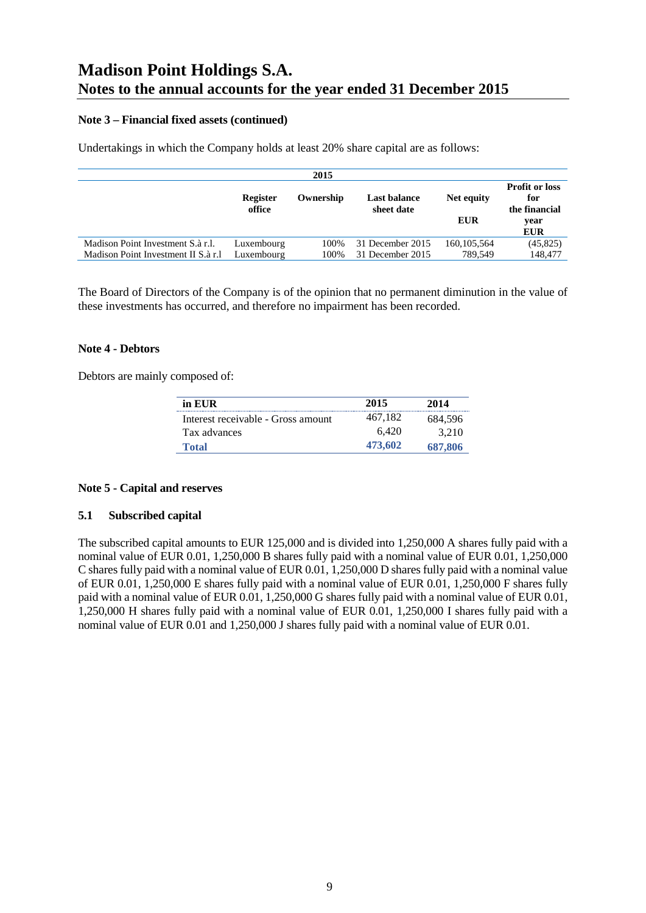# Madison Point Holdings S.A.
## Notes to the annual accounts for the year ended 31 December 2015

### Note 3 – Financial fixed assets (continued)

Undertakings in which the Company holds at least 20% share capital are as follows:

| 2015 | | | | | |
|---|---|---|---|---|---|
| | Register office | Ownership | Last balance sheet date | Net equity EUR | Profit or loss for the financial year EUR |
| Madison Point Investment S.à r.l. | Luxembourg | 100% | 31 December 2015 | 160,105,564 | (45,825) |
| Madison Point Investment II S.à r.l | Luxembourg | 100% | 31 December 2015 | 789,549 | 148,477 |

The Board of Directors of the Company is of the opinion that no permanent diminution in the value of these investments has occurred, and therefore no impairment has been recorded.

### Note 4 - Debtors

Debtors are mainly composed of:

| in EUR | 2015 | 2014 |
|---|---|---|
| Interest receivable - Gross amount | 467,182 | 684,596 |
| Tax advances | 6,420 | 3,210 |
| **Total** | **473,602** | **687,806** |

### Note 5 - Capital and reserves

#### 5.1 Subscribed capital

The subscribed capital amounts to EUR 125,000 and is divided into 1,250,000 A shares fully paid with a nominal value of EUR 0.01, 1,250,000 B shares fully paid with a nominal value of EUR 0.01, 1,250,000 C shares fully paid with a nominal value of EUR 0.01, 1,250,000 D shares fully paid with a nominal value of EUR 0.01, 1,250,000 E shares fully paid with a nominal value of EUR 0.01, 1,250,000 F shares fully paid with a nominal value of EUR 0.01, 1,250,000 G shares fully paid with a nominal value of EUR 0.01, 1,250,000 H shares fully paid with a nominal value of EUR 0.01, 1,250,000 I shares fully paid with a nominal value of EUR 0.01 and 1,250,000 J shares fully paid with a nominal value of EUR 0.01.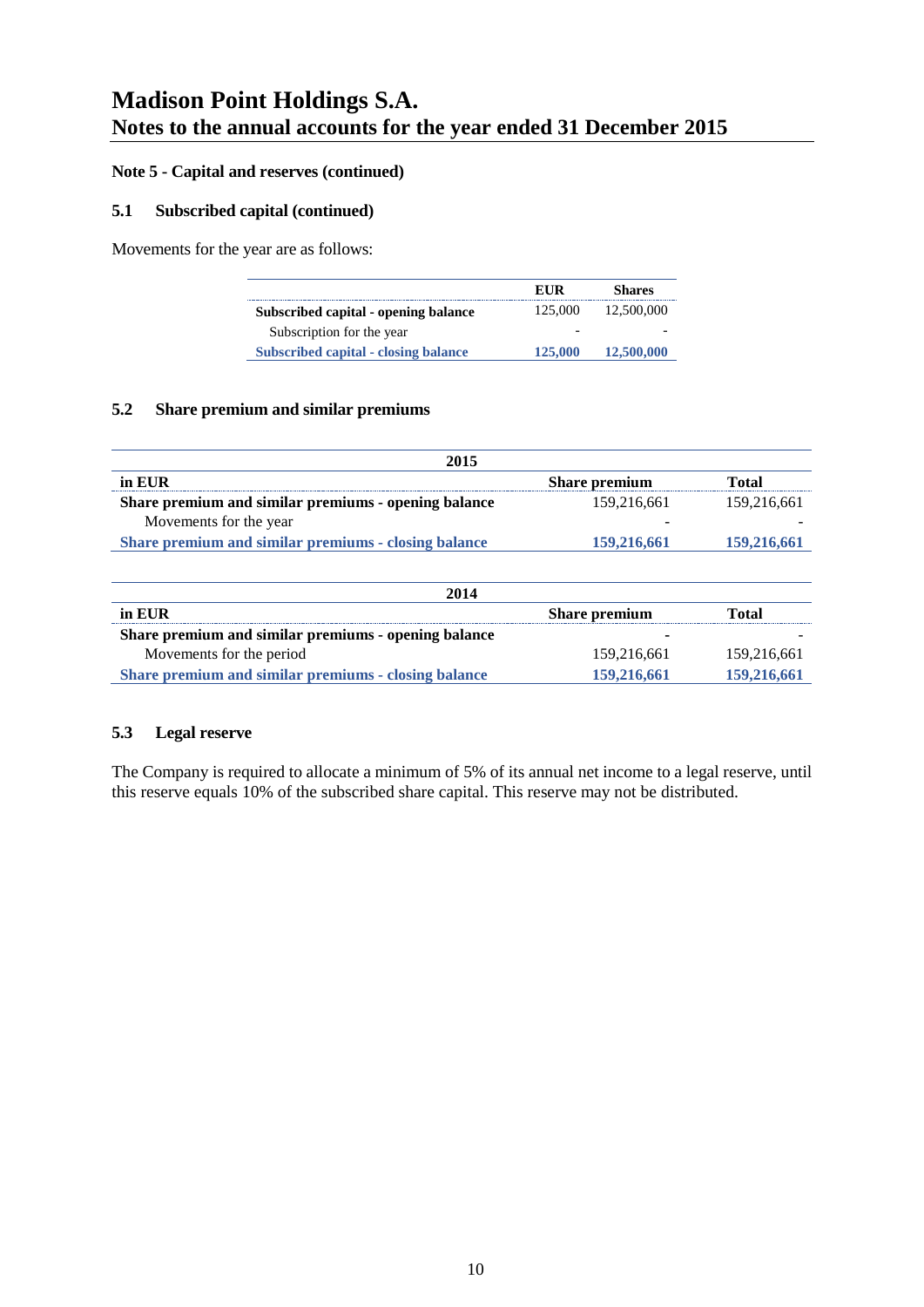# Madison Point Holdings S.A.
## Notes to the annual accounts for the year ended 31 December 2015

### Note 5 - Capital and reserves (continued)

### 5.1 Subscribed capital (continued)

Movements for the year are as follows:

| | EUR | Shares |
|---|---|---|
| **Subscribed capital - opening balance** | 125,000 | 12,500,000 |
| Subscription for the year | - | - |
| **Subscribed capital - closing balance** | **125,000** | **12,500,000** |

### 5.2 Share premium and similar premiums

| 2015 | | |
|---|---|---|
| **in EUR** | **Share premium** | **Total** |
| **Share premium and similar premiums - opening balance** | 159,216,661 | 159,216,661 |
| Movements for the year | - | - |
| **Share premium and similar premiums - closing balance** | **159,216,661** | **159,216,661** |

| 2014 | | |
|---|---|---|
| **in EUR** | **Share premium** | **Total** |
| **Share premium and similar premiums - opening balance** | - | - |
| Movements for the period | 159,216,661 | 159,216,661 |
| **Share premium and similar premiums - closing balance** | **159,216,661** | **159,216,661** |

### 5.3 Legal reserve

The Company is required to allocate a minimum of 5% of its annual net income to a legal reserve, until this reserve equals 10% of the subscribed share capital. This reserve may not be distributed.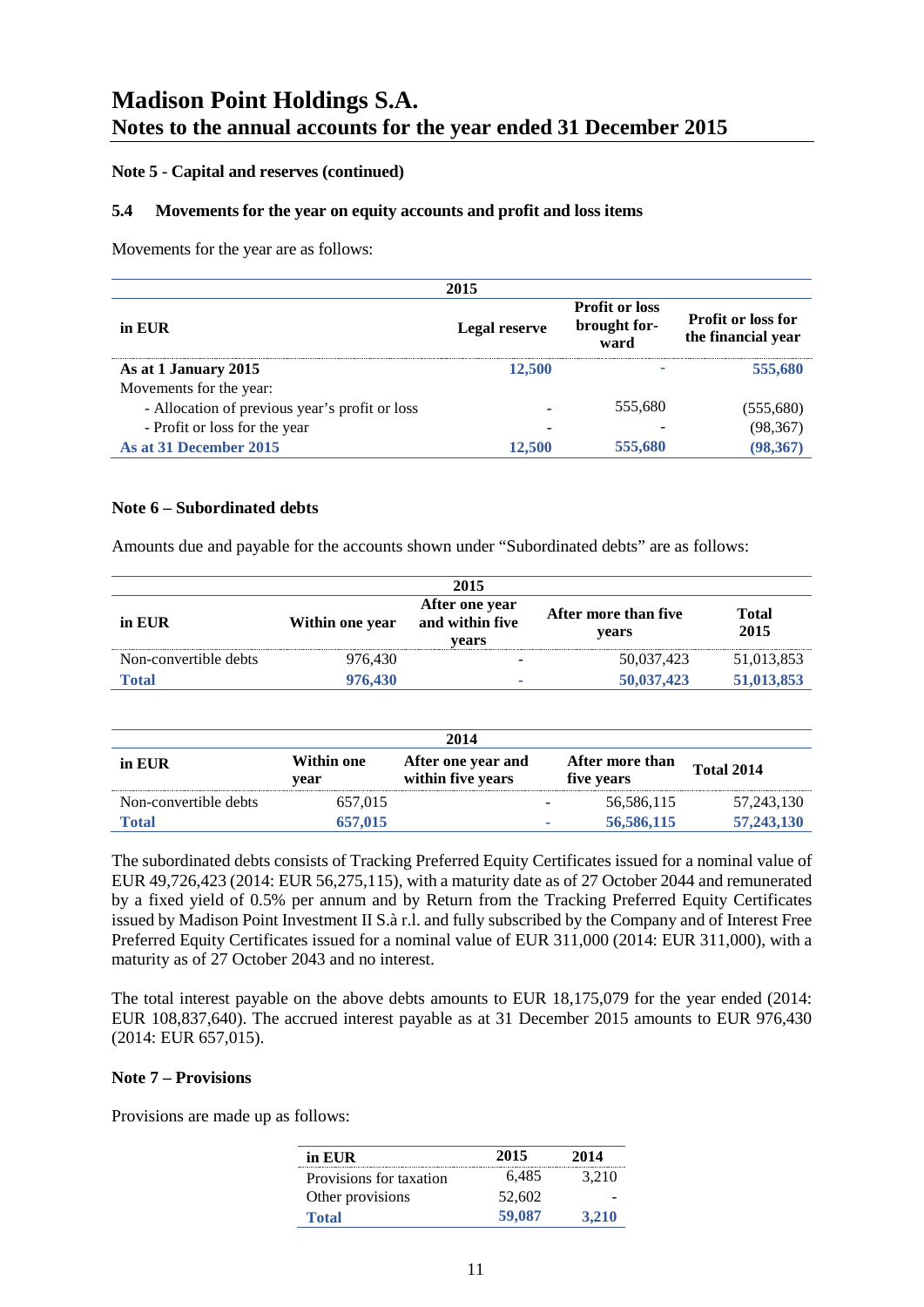# Madison Point Holdings S.A.
## Notes to the annual accounts for the year ended 31 December 2015

**Note 5 - Capital and reserves (continued)**

### 5.4 Movements for the year on equity accounts and profit and loss items

Movements for the year are as follows:

| 2015 | | | |
|---|---|---|---|
| **in EUR** | **Legal reserve** | **Profit or loss brought for-ward** | **Profit or loss for the financial year** |
| **As at 1 January 2015** | **12,500** | - | **555,680** |
| Movements for the year: | | | |
| - Allocation of previous year's profit or loss | - | 555,680 | (555,680) |
| - Profit or loss for the year | - | - | (98,367) |
| **As at 31 December 2015** | **12,500** | **555,680** | **(98,367)** |

**Note 6 – Subordinated debts**

Amounts due and payable for the accounts shown under "Subordinated debts" are as follows:

| 2015 | | | | |
|---|---|---|---|---|
| **in EUR** | **Within one year** | **After one year and within five years** | **After more than five years** | **Total 2015** |
| Non-convertible debts | 976,430 | - | 50,037,423 | 51,013,853 |
| **Total** | **976,430** | - | **50,037,423** | **51,013,853** |

| 2014 | | | | |
|---|---|---|---|---|
| **in EUR** | **Within one year** | **After one year and within five years** | **After more than five years** | **Total 2014** |
| Non-convertible debts | 657,015 | - | 56,586,115 | 57,243,130 |
| **Total** | **657,015** | - | **56,586,115** | **57,243,130** |

The subordinated debts consists of Tracking Preferred Equity Certificates issued for a nominal value of EUR 49,726,423 (2014: EUR 56,275,115), with a maturity date as of 27 October 2044 and remunerated by a fixed yield of 0.5% per annum and by Return from the Tracking Preferred Equity Certificates issued by Madison Point Investment II S.à r.l. and fully subscribed by the Company and of Interest Free Preferred Equity Certificates issued for a nominal value of EUR 311,000 (2014: EUR 311,000), with a maturity as of 27 October 2043 and no interest.

The total interest payable on the above debts amounts to EUR 18,175,079 for the year ended (2014: EUR 108,837,640). The accrued interest payable as at 31 December 2015 amounts to EUR 976,430 (2014: EUR 657,015).

**Note 7 – Provisions**

Provisions are made up as follows:

| **in EUR** | **2015** | **2014** |
|---|---|---|
| Provisions for taxation | 6,485 | 3,210 |
| Other provisions | 52,602 | - |
| **Total** | **59,087** | **3,210** |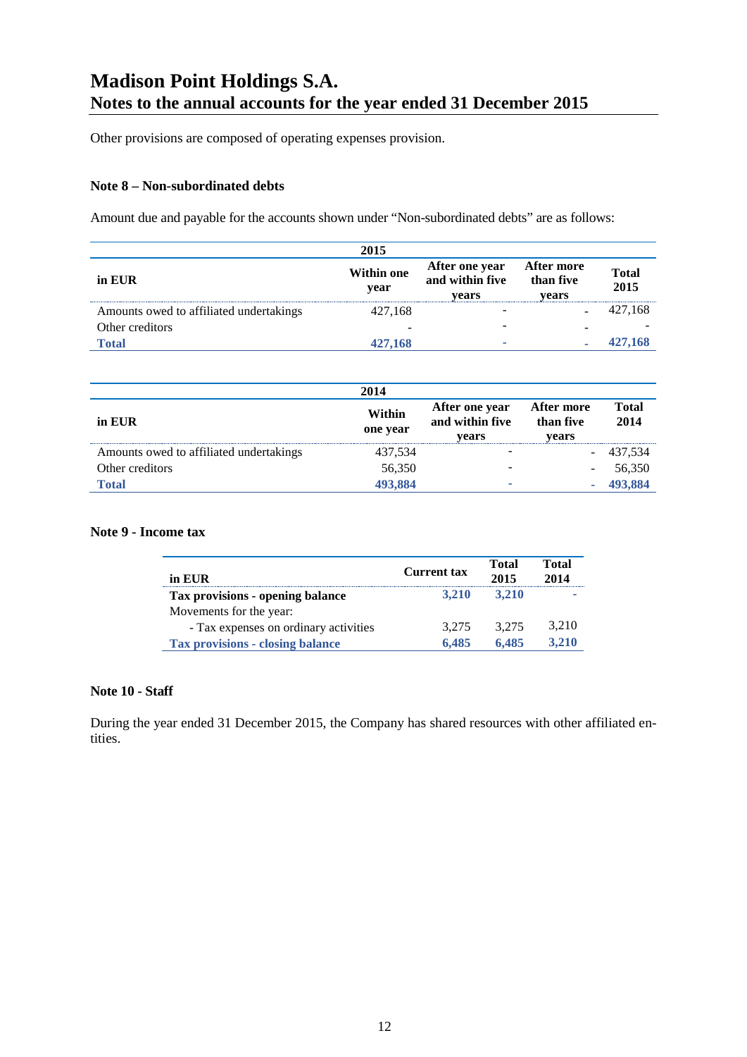# Madison Point Holdings S.A.
## Notes to the annual accounts for the year ended 31 December 2015

Other provisions are composed of operating expenses provision.

### Note 8 – Non-subordinated debts

Amount due and payable for the accounts shown under "Non-subordinated debts" are as follows:

| 2015 | | | | |
|---|---|---|---|---|
| **in EUR** | **Within one year** | **After one year and within five years** | **After more than five years** | **Total 2015** |
| Amounts owed to affiliated undertakings | 427,168 | - | - | 427,168 |
| Other creditors | - | - | - | - |
| **Total** | **427,168** | **-** | **-** | **427,168** |

| 2014 | | | | |
|---|---|---|---|---|
| **in EUR** | **Within one year** | **After one year and within five years** | **After more than five years** | **Total 2014** |
| Amounts owed to affiliated undertakings | 437,534 | - | - | 437,534 |
| Other creditors | 56,350 | - | - | 56,350 |
| **Total** | **493,884** | **-** | **-** | **493,884** |

### Note 9 - Income tax

| in EUR | Current tax | Total 2015 | Total 2014 |
|---|---|---|---|
| **Tax provisions - opening balance** | **3,210** | **3,210** | **-** |
| Movements for the year: | | | |
| - Tax expenses on ordinary activities | 3,275 | 3,275 | 3,210 |
| **Tax provisions - closing balance** | **6,485** | **6,485** | **3,210** |

### Note 10 - Staff

During the year ended 31 December 2015, the Company has shared resources with other affiliated entities.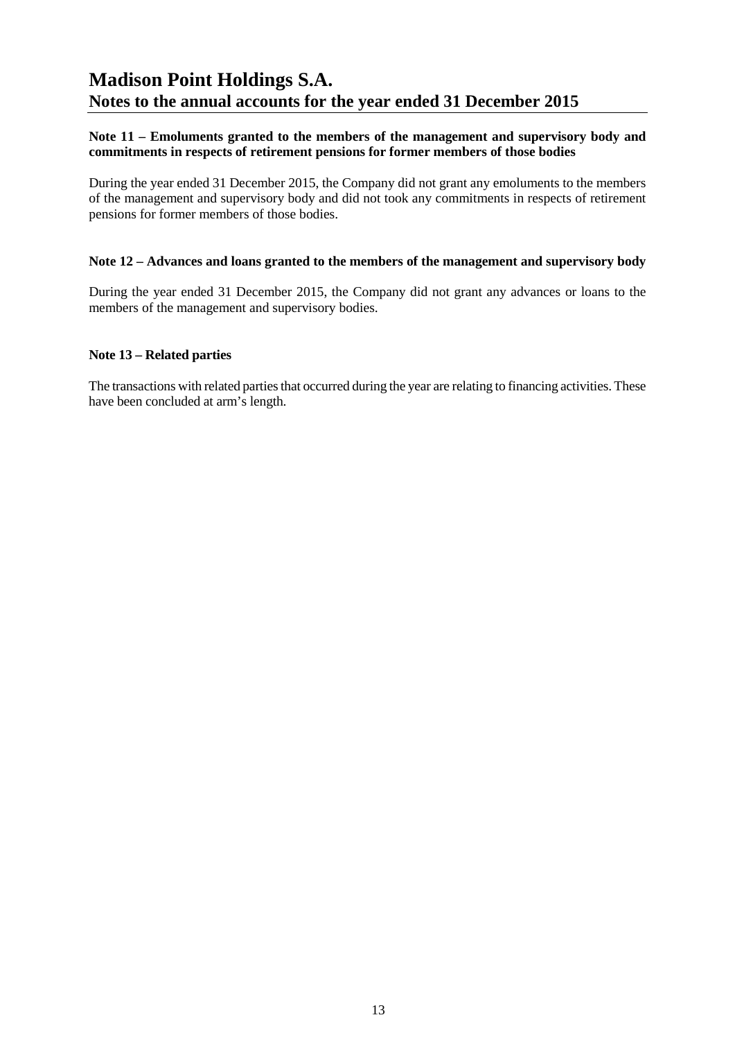# Madison Point Holdings S.A.

## Notes to the annual accounts for the year ended 31 December 2015

**Note 11 – Emoluments granted to the members of the management and supervisory body and commitments in respects of retirement pensions for former members of those bodies**

During the year ended 31 December 2015, the Company did not grant any emoluments to the members of the management and supervisory body and did not took any commitments in respects of retirement pensions for former members of those bodies.

**Note 12 – Advances and loans granted to the members of the management and supervisory body**

During the year ended 31 December 2015, the Company did not grant any advances or loans to the members of the management and supervisory bodies.

**Note 13 – Related parties**

The transactions with related parties that occurred during the year are relating to financing activities. These have been concluded at arm's length.